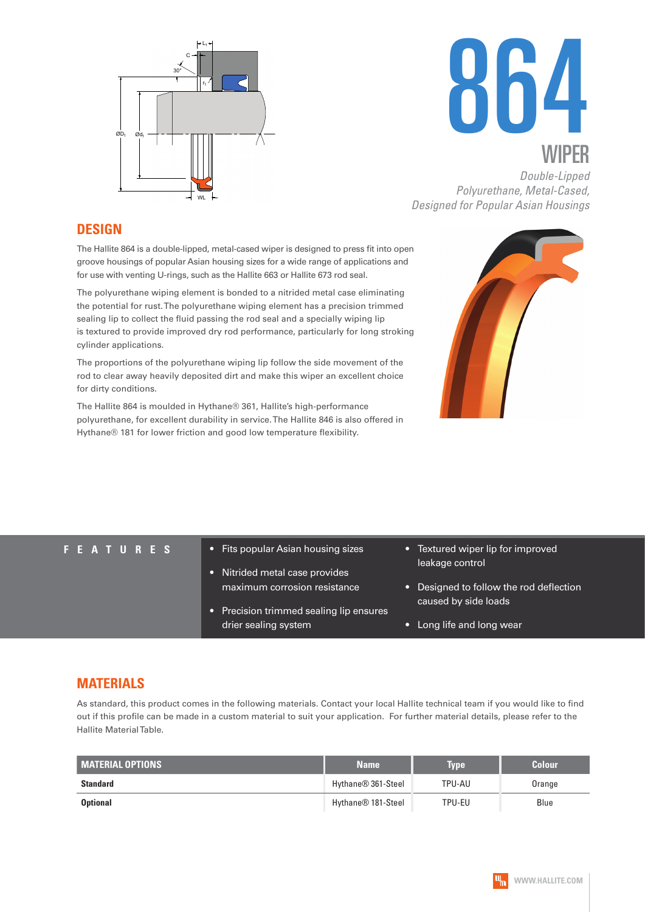# 864

## WIPER

*Double-Lipped Polyurethane, Metal-Cased, Designed for Popular Asian Housings*

## DESIGN

The Hallite 864 is a double-lipped, metal-cased wiper is designed to press fit into open groove housings of popular Asian housing sizes for a wide range of applications and for use with venting U-rings, such as the Hallite 663 or Hallite 673 rod seal.

The polyurethane wiping element is bonded to a nitrided metal case eliminating the potential for rust. The polyurethane wiping element has a precision trimmed sealing lip to collect the fluid passing the rod seal and a specially wiping lip is textured to provide improved dry rod performance, particularly for long stroking cylinder applications.

The proportions of the polyurethane wiping lip follow the side movement of the rod to clear away heavily deposited dirt and make this wiper an excellent choice for dirty conditions.

The Hallite 864 is moulded in Hythane® 361, Hallite's high-performance polyurethane, for excellent durability in service. The Hallite 846 is also offered in Hythane® 181 for lower friction and good low temperature flexibility.

## FEATURES

- Fits popular Asian housing sizes
- Nitrided metal case provides maximum corrosion resistance
- Precision trimmed sealing lip ensures drier sealing system
- Textured wiper lip for improved leakage control
- Designed to follow the rod deflection caused by side loads
- Long life and long wear

## MATERIALS

As standard, this product comes in the following materials. Contact your local Hallite technical team if you would like to find out if this profile can be made in a custom material to suit your application. For further material details, please refer to the Hallite Material Table.

| MATERIAL OPTIONS | Name | Type | Colour |
|---|---|---|---|
| **Standard** | Hythane® 361-Steel | TPU-AU | Orange |
| **Optional** | Hythane® 181-Steel | TPU-EU | Blue |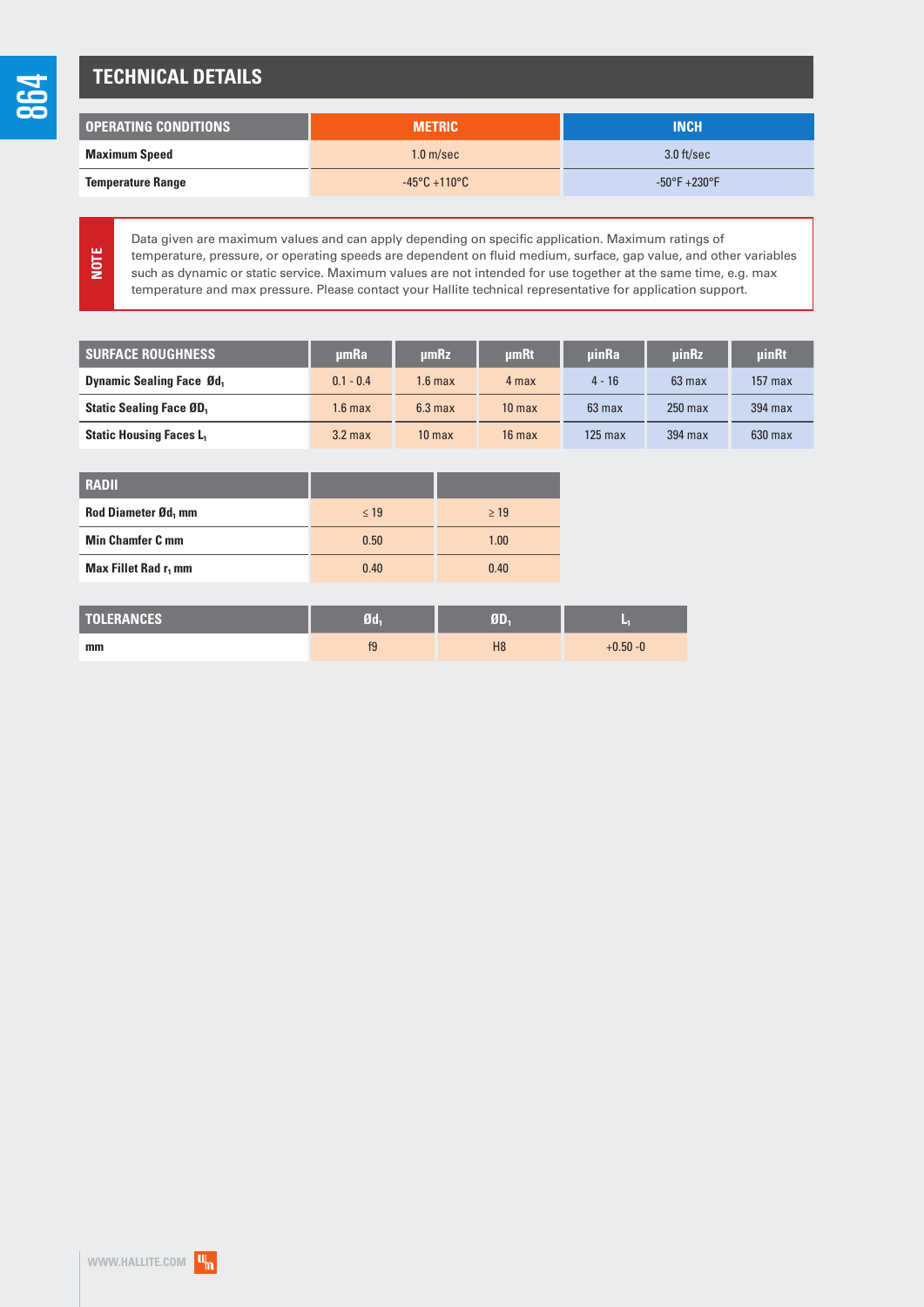## TECHNICAL DETAILS

| OPERATING CONDITIONS | METRIC | INCH |
|---|---|---|
| Maximum Speed | 1.0 m/sec | 3.0 ft/sec |
| Temperature Range | -45°C +110°C | -50°F +230°F |

**NOTE**

Data given are maximum values and can apply depending on specific application. Maximum ratings of temperature, pressure, or operating speeds are dependent on fluid medium, surface, gap value, and other variables such as dynamic or static service. Maximum values are not intended for use together at the same time, e.g. max temperature and max pressure. Please contact your Hallite technical representative for application support.

| SURFACE ROUGHNESS | μmRa | μmRz | μmRt | μinRa | μinRz | μinRt |
|---|---|---|---|---|---|---|
| Dynamic Sealing Face $Ød_1$ | 0.1 - 0.4 | 1.6 max | 4 max | 4 - 16 | 63 max | 157 max |
| Static Sealing Face $ØD_1$ | 1.6 max | 6.3 max | 10 max | 63 max | 250 max | 394 max |
| Static Housing Faces $L_1$ | 3.2 max | 10 max | 16 max | 125 max | 394 max | 630 max |

| RADII | | |
|---|---|---|
| Rod Diameter $Ød_1$ mm | ≤ 19 | ≥ 19 |
| Min Chamfer C mm | 0.50 | 1.00 |
| Max Fillet Rad $r_1$ mm | 0.40 | 0.40 |

| TOLERANCES | $Ød_1$ | $ØD_1$ | $L_1$ |
|---|---|---|---|
| mm | f9 | H8 | +0.50 -0 |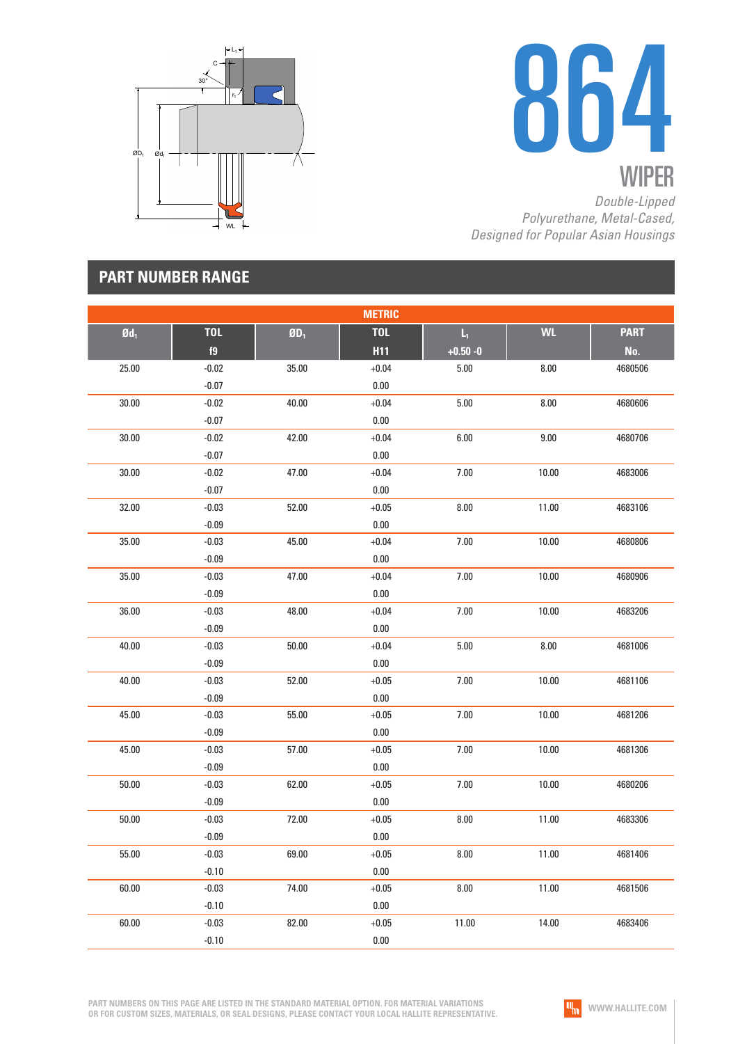# 864

## WIPER

*Double-Lipped Polyurethane, Metal-Cased, Designed for Popular Asian Housings*

## PART NUMBER RANGE

| METRIC | | | | | | |
|---|---|---|---|---|---|---|
| $Ød_1$ | TOL f9 | $ØD_1$ | TOL H11 | $L_1$ +0.50 -0 | WL | PART No. |
| 25.00 | -0.02 -0.07 | 35.00 | +0.04 0.00 | 5.00 | 8.00 | 4680506 |
| 30.00 | -0.02 -0.07 | 40.00 | +0.04 0.00 | 5.00 | 8.00 | 4680606 |
| 30.00 | -0.02 -0.07 | 42.00 | +0.04 0.00 | 6.00 | 9.00 | 4680706 |
| 30.00 | -0.02 -0.07 | 47.00 | +0.04 0.00 | 7.00 | 10.00 | 4683006 |
| 32.00 | -0.03 -0.09 | 52.00 | +0.05 0.00 | 8.00 | 11.00 | 4683106 |
| 35.00 | -0.03 -0.09 | 45.00 | +0.04 0.00 | 7.00 | 10.00 | 4680806 |
| 35.00 | -0.03 -0.09 | 47.00 | +0.04 0.00 | 7.00 | 10.00 | 4680906 |
| 36.00 | -0.03 -0.09 | 48.00 | +0.04 0.00 | 7.00 | 10.00 | 4683206 |
| 40.00 | -0.03 -0.09 | 50.00 | +0.04 0.00 | 5.00 | 8.00 | 4681006 |
| 40.00 | -0.03 -0.09 | 52.00 | +0.05 0.00 | 7.00 | 10.00 | 4681106 |
| 45.00 | -0.03 -0.09 | 55.00 | +0.05 0.00 | 7.00 | 10.00 | 4681206 |
| 45.00 | -0.03 -0.09 | 57.00 | +0.05 0.00 | 7.00 | 10.00 | 4681306 |
| 50.00 | -0.03 -0.09 | 62.00 | +0.05 0.00 | 7.00 | 10.00 | 4680206 |
| 50.00 | -0.03 -0.09 | 72.00 | +0.05 0.00 | 8.00 | 11.00 | 4683306 |
| 55.00 | -0.03 -0.10 | 69.00 | +0.05 0.00 | 8.00 | 11.00 | 4681406 |
| 60.00 | -0.03 -0.10 | 74.00 | +0.05 0.00 | 8.00 | 11.00 | 4681506 |
| 60.00 | -0.03 -0.10 | 82.00 | +0.05 0.00 | 11.00 | 14.00 | 4683406 |

PART NUMBERS ON THIS PAGE ARE LISTED IN THE STANDARD MATERIAL OPTION. FOR MATERIAL VARIATIONS OR FOR CUSTOM SIZES, MATERIALS, OR SEAL DESIGNS, PLEASE CONTACT YOUR LOCAL HALLITE REPRESENTATIVE.

WWW.HALLITE.COM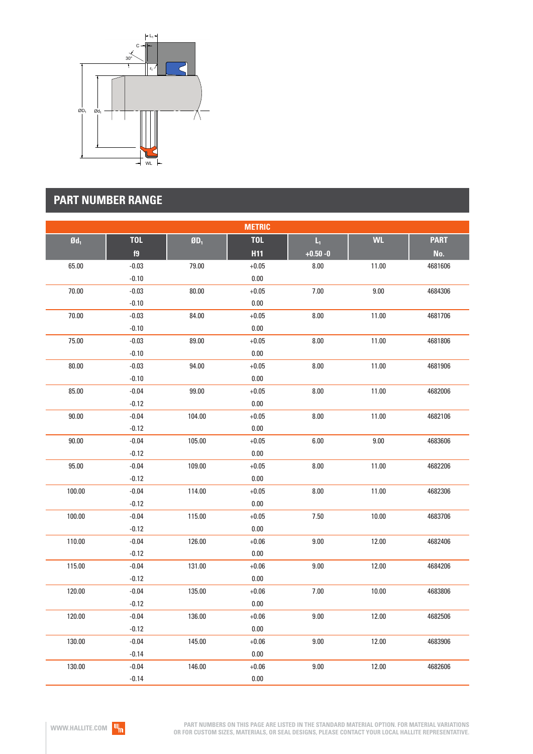## PART NUMBER RANGE

| METRIC | | | | | | |
|---|---|---|---|---|---|---|
| $Ød_1$ | TOL f9 | $ØD_1$ | TOL H11 | $L_1$ +0.50 -0 | WL | PART No. |
| 65.00 | -0.03 -0.10 | 79.00 | +0.05 0.00 | 8.00 | 11.00 | 4681606 |
| 70.00 | -0.03 -0.10 | 80.00 | +0.05 0.00 | 7.00 | 9.00 | 4684306 |
| 70.00 | -0.03 -0.10 | 84.00 | +0.05 0.00 | 8.00 | 11.00 | 4681706 |
| 75.00 | -0.03 -0.10 | 89.00 | +0.05 0.00 | 8.00 | 11.00 | 4681806 |
| 80.00 | -0.03 -0.10 | 94.00 | +0.05 0.00 | 8.00 | 11.00 | 4681906 |
| 85.00 | -0.04 -0.12 | 99.00 | +0.05 0.00 | 8.00 | 11.00 | 4682006 |
| 90.00 | -0.04 -0.12 | 104.00 | +0.05 0.00 | 8.00 | 11.00 | 4682106 |
| 90.00 | -0.04 -0.12 | 105.00 | +0.05 0.00 | 6.00 | 9.00 | 4683606 |
| 95.00 | -0.04 -0.12 | 109.00 | +0.05 0.00 | 8.00 | 11.00 | 4682206 |
| 100.00 | -0.04 -0.12 | 114.00 | +0.05 0.00 | 8.00 | 11.00 | 4682306 |
| 100.00 | -0.04 -0.12 | 115.00 | +0.05 0.00 | 7.50 | 10.00 | 4683706 |
| 110.00 | -0.04 -0.12 | 126.00 | +0.06 0.00 | 9.00 | 12.00 | 4682406 |
| 115.00 | -0.04 -0.12 | 131.00 | +0.06 0.00 | 9.00 | 12.00 | 4684206 |
| 120.00 | -0.04 -0.12 | 135.00 | +0.06 0.00 | 7.00 | 10.00 | 4683806 |
| 120.00 | -0.04 -0.12 | 136.00 | +0.06 0.00 | 9.00 | 12.00 | 4682506 |
| 130.00 | -0.04 -0.14 | 145.00 | +0.06 0.00 | 9.00 | 12.00 | 4683906 |
| 130.00 | -0.04 -0.14 | 146.00 | +0.06 0.00 | 9.00 | 12.00 | 4682606 |

WWW.HALLITE.COM

PART NUMBERS ON THIS PAGE ARE LISTED IN THE STANDARD MATERIAL OPTION. FOR MATERIAL VARIATIONS OR FOR CUSTOM SIZES, MATERIALS, OR SEAL DESIGNS, PLEASE CONTACT YOUR LOCAL HALLITE REPRESENTATIVE.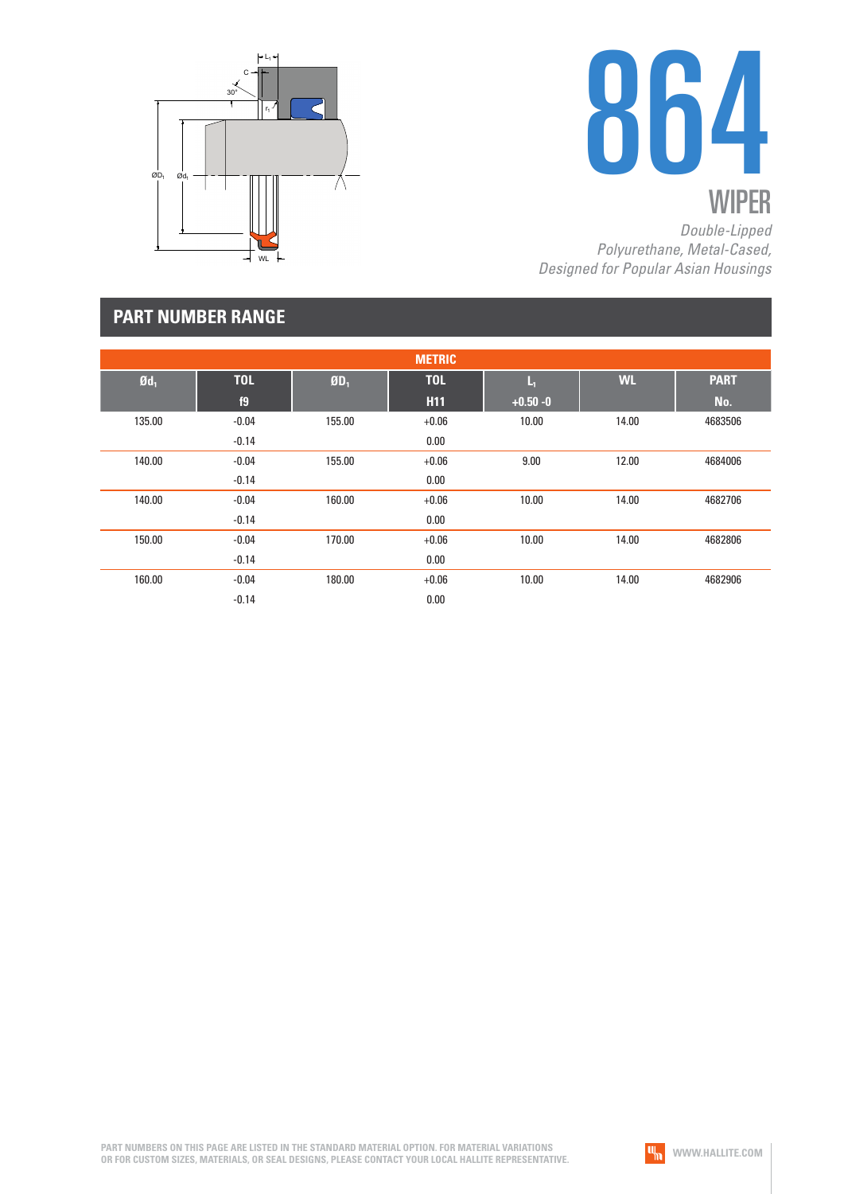# 864

## WIPER

*Double-Lipped Polyurethane, Metal-Cased, Designed for Popular Asian Housings*

## PART NUMBER RANGE

| METRIC | | | | | | |
|---|---|---|---|---|---|---|
| $Ød_1$ | TOL f9 | $ØD_1$ | TOL H11 | $L_1$ +0.50 -0 | WL | PART No. |
| 135.00 | -0.04 -0.14 | 155.00 | +0.06 0.00 | 10.00 | 14.00 | 4683506 |
| 140.00 | -0.04 -0.14 | 155.00 | +0.06 0.00 | 9.00 | 12.00 | 4684006 |
| 140.00 | -0.04 -0.14 | 160.00 | +0.06 0.00 | 10.00 | 14.00 | 4682706 |
| 150.00 | -0.04 -0.14 | 170.00 | +0.06 0.00 | 10.00 | 14.00 | 4682806 |
| 160.00 | -0.04 -0.14 | 180.00 | +0.06 0.00 | 10.00 | 14.00 | 4682906 |

PART NUMBERS ON THIS PAGE ARE LISTED IN THE STANDARD MATERIAL OPTION. FOR MATERIAL VARIATIONS OR FOR CUSTOM SIZES, MATERIALS, OR SEAL DESIGNS, PLEASE CONTACT YOUR LOCAL HALLITE REPRESENTATIVE.

WWW.HALLITE.COM